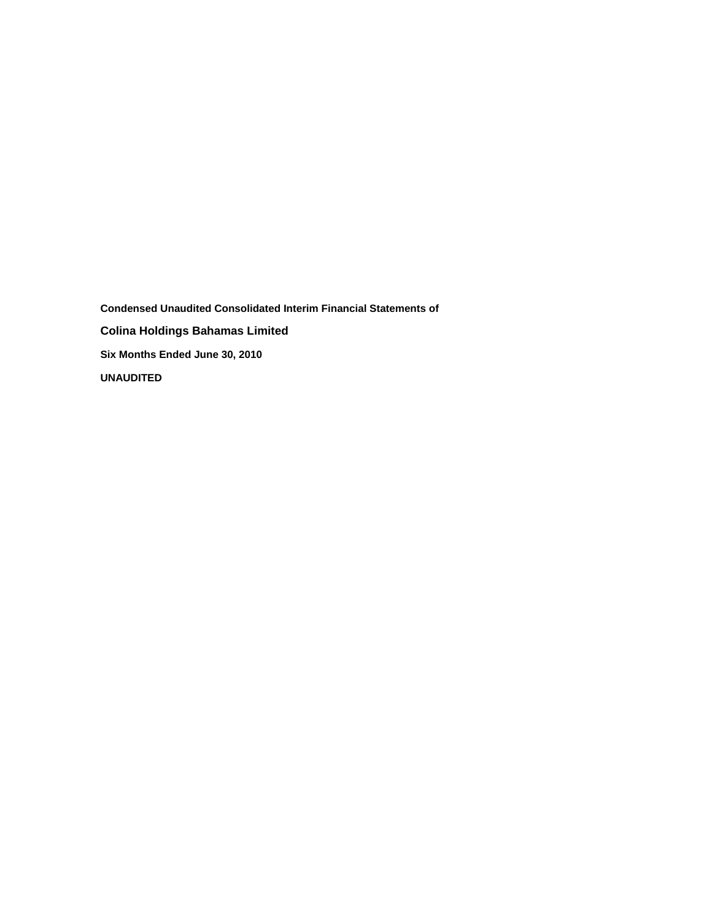**Condensed Unaudited Consolidated Interim Financial Statements of**

# Colina Holdings Bahamas Limited

**Six Months Ended June 30, 2010**

**UNAUDITED**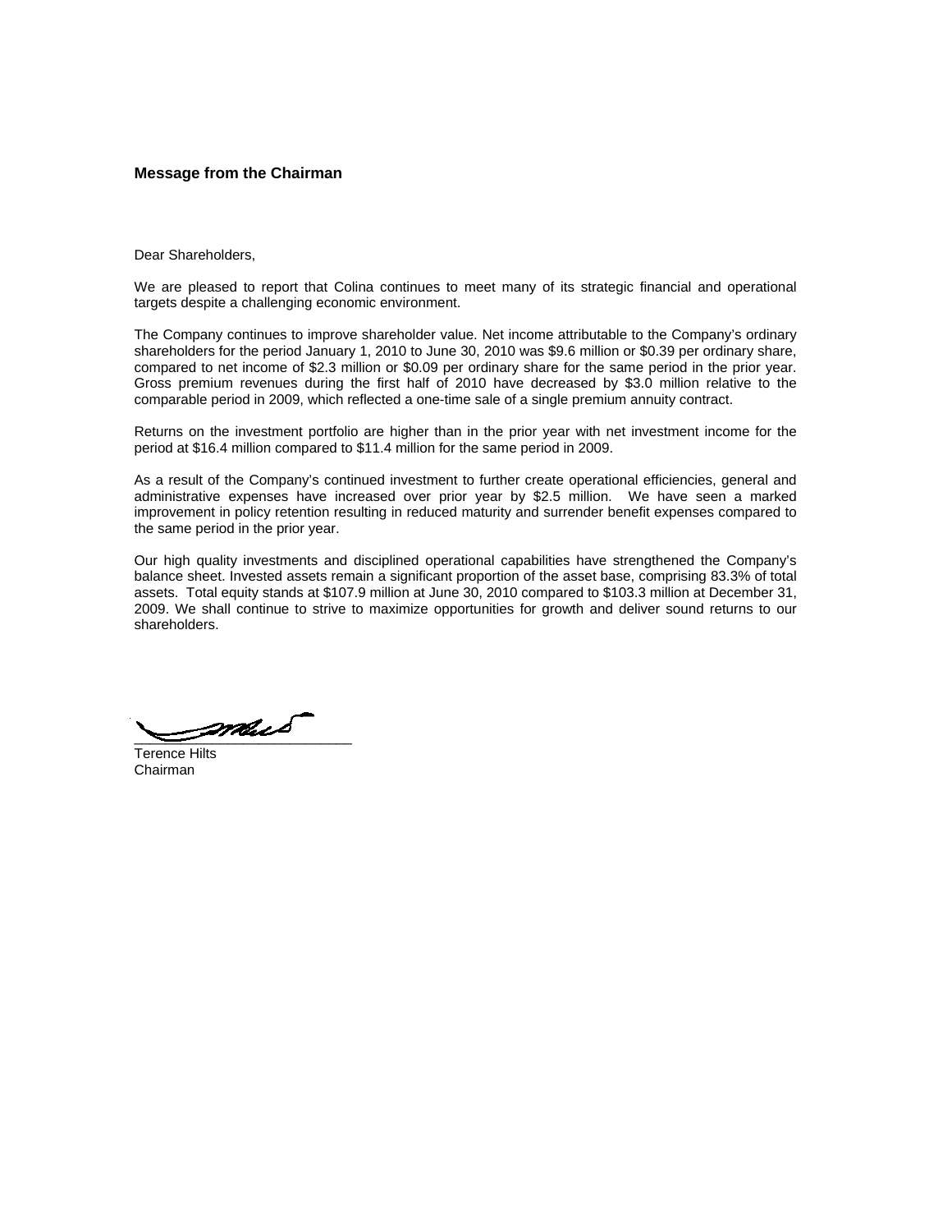### Message from the Chairman

Dear Shareholders,

We are pleased to report that Colina continues to meet many of its strategic financial and operational targets despite a challenging economic environment.

The Company continues to improve shareholder value. Net income attributable to the Company's ordinary shareholders for the period January 1, 2010 to June 30, 2010 was $9.6 million or $0.39 per ordinary share, compared to net income of $2.3 million or $0.09 per ordinary share for the same period in the prior year. Gross premium revenues during the first half of 2010 have decreased by $3.0 million relative to the comparable period in 2009, which reflected a one-time sale of a single premium annuity contract.

Returns on the investment portfolio are higher than in the prior year with net investment income for the period at $16.4 million compared to $11.4 million for the same period in 2009.

As a result of the Company's continued investment to further create operational efficiencies, general and administrative expenses have increased over prior year by $2.5 million. We have seen a marked improvement in policy retention resulting in reduced maturity and surrender benefit expenses compared to the same period in the prior year.

Our high quality investments and disciplined operational capabilities have strengthened the Company's balance sheet. Invested assets remain a significant proportion of the asset base, comprising 83.3% of total assets. Total equity stands at $107.9 million at June 30, 2010 compared to $103.3 million at December 31, 2009. We shall continue to strive to maximize opportunities for growth and deliver sound returns to our shareholders.

Terence Hilts
Chairman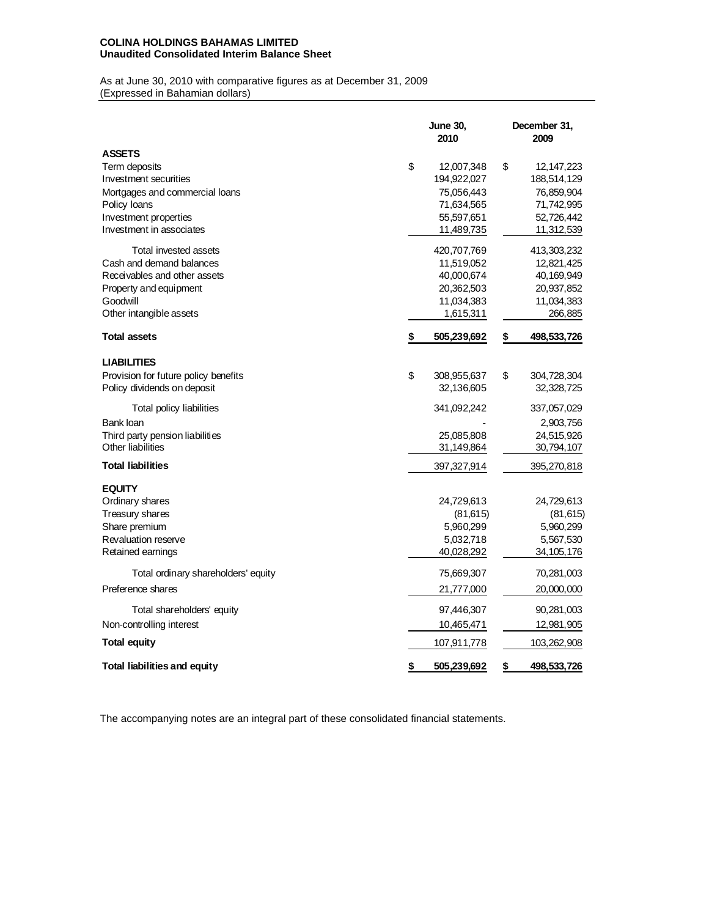**COLINA HOLDINGS BAHAMAS LIMITED**
**Unaudited Consolidated Interim Balance Sheet**

As at June 30, 2010 with comparative figures as at December 31, 2009
(Expressed in Bahamian dollars)

| | June 30, 2010 | December 31, 2009 |
|---|---|---|
| **ASSETS** | | |
| Term deposits | $ 12,007,348 | $ 12,147,223 |
| Investment securities | 194,922,027 | 188,514,129 |
| Mortgages and commercial loans | 75,056,443 | 76,859,904 |
| Policy loans | 71,634,565 | 71,742,995 |
| Investment properties | 55,597,651 | 52,726,442 |
| Investment in associates | 11,489,735 | 11,312,539 |
| Total invested assets | 420,707,769 | 413,303,232 |
| Cash and demand balances | 11,519,052 | 12,821,425 |
| Receivables and other assets | 40,000,674 | 40,169,949 |
| Property and equipment | 20,362,503 | 20,937,852 |
| Goodwill | 11,034,383 | 11,034,383 |
| Other intangible assets | 1,615,311 | 266,885 |
| **Total assets** | **$ 505,239,692** | **$ 498,533,726** |
| **LIABILITIES** | | |
| Provision for future policy benefits | $ 308,955,637 | $ 304,728,304 |
| Policy dividends on deposit | 32,136,605 | 32,328,725 |
| Total policy liabilities | 341,092,242 | 337,057,029 |
| Bank loan | - | 2,903,756 |
| Third party pension liabilities | 25,085,808 | 24,515,926 |
| Other liabilities | 31,149,864 | 30,794,107 |
| **Total liabilities** | 397,327,914 | 395,270,818 |
| **EQUITY** | | |
| Ordinary shares | 24,729,613 | 24,729,613 |
| Treasury shares | (81,615) | (81,615) |
| Share premium | 5,960,299 | 5,960,299 |
| Revaluation reserve | 5,032,718 | 5,567,530 |
| Retained earnings | 40,028,292 | 34,105,176 |
| Total ordinary shareholders' equity | 75,669,307 | 70,281,003 |
| Preference shares | 21,777,000 | 20,000,000 |
| Total shareholders' equity | 97,446,307 | 90,281,003 |
| Non-controlling interest | 10,465,471 | 12,981,905 |
| **Total equity** | 107,911,778 | 103,262,908 |
| **Total liabilities and equity** | **$ 505,239,692** | **$ 498,533,726** |

The accompanying notes are an integral part of these consolidated financial statements.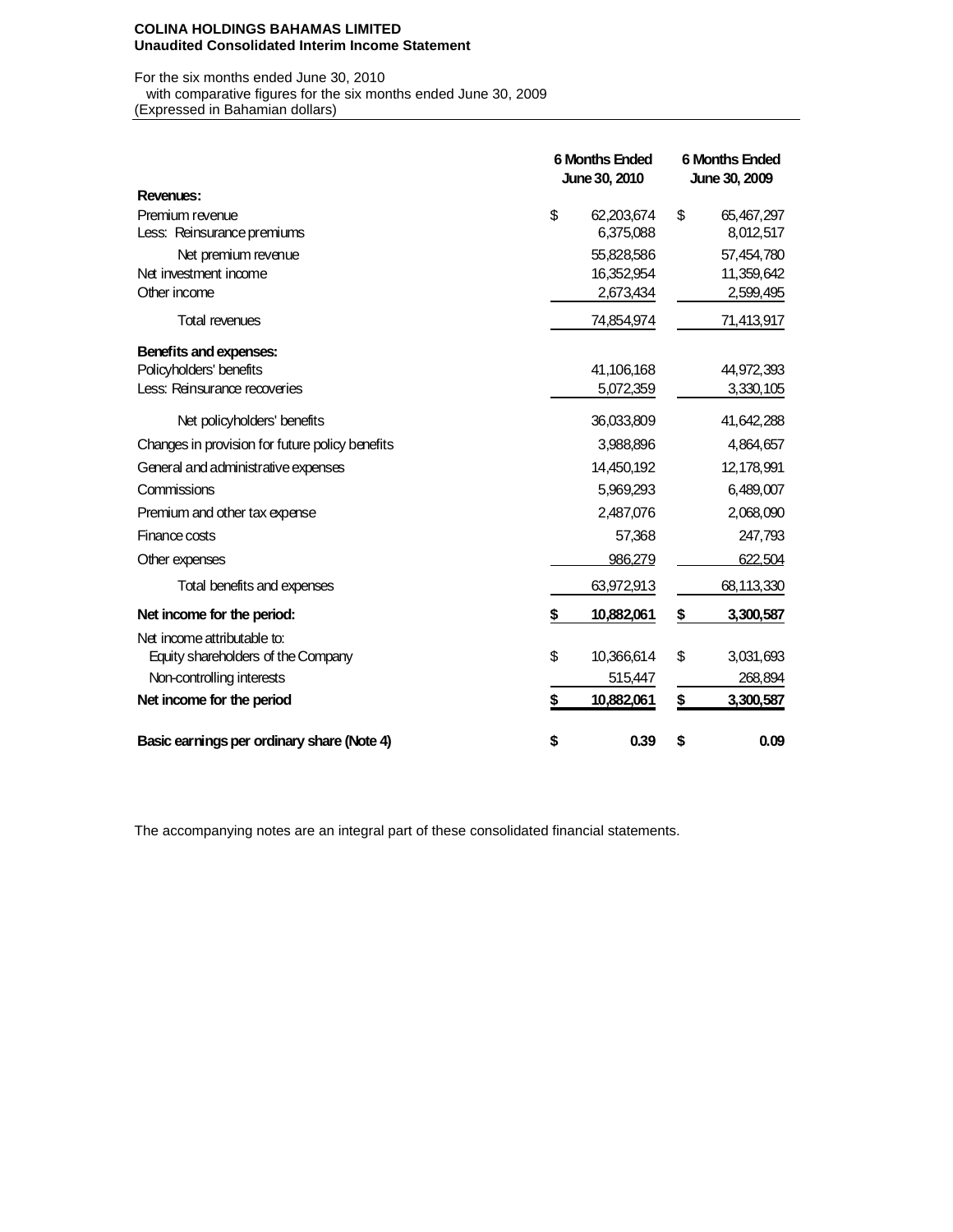**COLINA HOLDINGS BAHAMAS LIMITED**
**Unaudited Consolidated Interim Income Statement**

For the six months ended June 30, 2010
with comparative figures for the six months ended June 30, 2009
(Expressed in Bahamian dollars)

| | 6 Months Ended June 30, 2010 | 6 Months Ended June 30, 2009 |
|---|---|---|
| **Revenues:** | | |
| Premium revenue | $ 62,203,674 | $ 65,467,297 |
| Less: Reinsurance premiums | 6,375,088 | 8,012,517 |
| Net premium revenue | 55,828,586 | 57,454,780 |
| Net investment income | 16,352,954 | 11,359,642 |
| Other income | 2,673,434 | 2,599,495 |
| Total revenues | 74,854,974 | 71,413,917 |
| **Benefits and expenses:** | | |
| Policyholders' benefits | 41,106,168 | 44,972,393 |
| Less: Reinsurance recoveries | 5,072,359 | 3,330,105 |
| Net policyholders' benefits | 36,033,809 | 41,642,288 |
| Changes in provision for future policy benefits | 3,988,896 | 4,864,657 |
| General and administrative expenses | 14,450,192 | 12,178,991 |
| Commissions | 5,969,293 | 6,489,007 |
| Premium and other tax expense | 2,487,076 | 2,068,090 |
| Finance costs | 57,368 | 247,793 |
| Other expenses | 986,279 | 622,504 |
| Total benefits and expenses | 63,972,913 | 68,113,330 |
| **Net income for the period:** | **$ 10,882,061** | **$ 3,300,587** |
| Net income attributable to: | | |
| Equity shareholders of the Company | $ 10,366,614 | $ 3,031,693 |
| Non-controlling interests | 515,447 | 268,894 |
| **Net income for the period** | **$ 10,882,061** | **$ 3,300,587** |
| **Basic earnings per ordinary share (Note 4)** | **$ 0.39** | **$ 0.09** |

The accompanying notes are an integral part of these consolidated financial statements.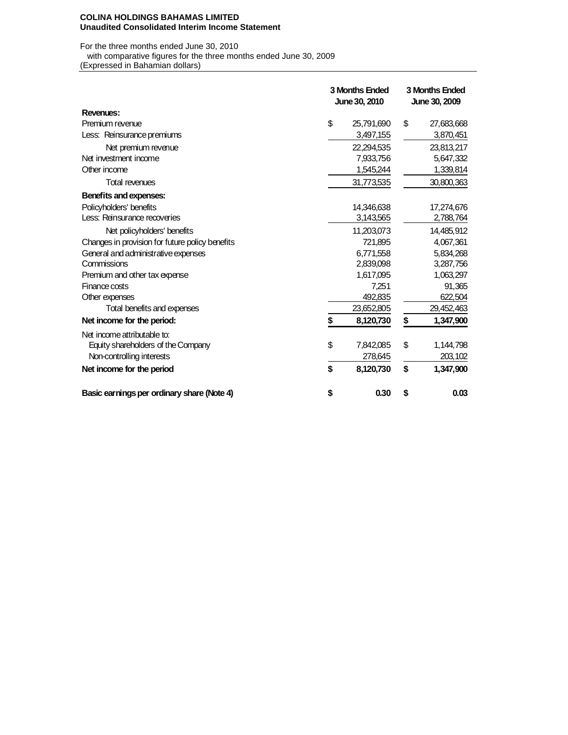**COLINA HOLDINGS BAHAMAS LIMITED**
**Unaudited Consolidated Interim Income Statement**

For the three months ended June 30, 2010
with comparative figures for the three months ended June 30, 2009
(Expressed in Bahamian dollars)

| | 3 Months Ended June 30, 2010 | 3 Months Ended June 30, 2009 |
|---|---|---|
| **Revenues:** | | |
| Premium revenue | $ 25,791,690 | $ 27,683,668 |
| Less: Reinsurance premiums | 3,497,155 | 3,870,451 |
| Net premium revenue | 22,294,535 | 23,813,217 |
| Net investment income | 7,933,756 | 5,647,332 |
| Other income | 1,545,244 | 1,339,814 |
| Total revenues | 31,773,535 | 30,800,363 |
| **Benefits and expenses:** | | |
| Policyholders' benefits | 14,346,638 | 17,274,676 |
| Less: Reinsurance recoveries | 3,143,565 | 2,788,764 |
| Net policyholders' benefits | 11,203,073 | 14,485,912 |
| Changes in provision for future policy benefits | 721,895 | 4,067,361 |
| General and administrative expenses | 6,771,558 | 5,834,268 |
| Commissions | 2,839,098 | 3,287,756 |
| Premium and other tax expense | 1,617,095 | 1,063,297 |
| Finance costs | 7,251 | 91,365 |
| Other expenses | 492,835 | 622,504 |
| Total benefits and expenses | 23,652,805 | 29,452,463 |
| **Net income for the period:** | **$ 8,120,730** | **$ 1,347,900** |
| Net income attributable to: | | |
| Equity shareholders of the Company | $ 7,842,085 | $ 1,144,798 |
| Non-controlling interests | 278,645 | 203,102 |
| **Net income for the period** | **$ 8,120,730** | **$ 1,347,900** |
| **Basic earnings per ordinary share (Note 4)** | **$ 0.30** | **$ 0.03** |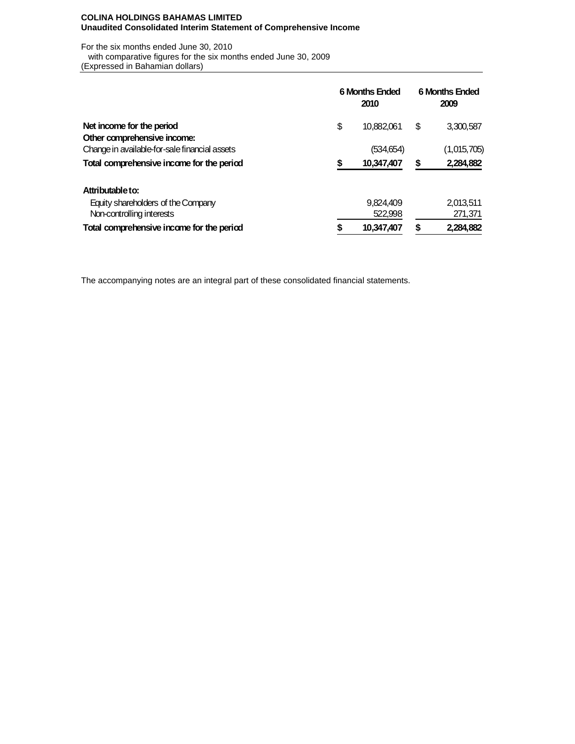**COLINA HOLDINGS BAHAMAS LIMITED**
**Unaudited Consolidated Interim Statement of Comprehensive Income**

For the six months ended June 30, 2010
with comparative figures for the six months ended June 30, 2009
(Expressed in Bahamian dollars)

| | 6 Months Ended 2010 | 6 Months Ended 2009 |
|---|---|---|
| **Net income for the period** | $ 10,882,061 | $ 3,300,587 |
| **Other comprehensive income:** | | |
| Change in available-for-sale financial assets | (534,654) | (1,015,705) |
| **Total comprehensive income for the period** | **$ 10,347,407** | **$ 2,284,882** |
| | | |
| **Attributable to:** | | |
| Equity shareholders of the Company | 9,824,409 | 2,013,511 |
| Non-controlling interests | 522,998 | 271,371 |
| **Total comprehensive income for the period** | **$ 10,347,407** | **$ 2,284,882** |

The accompanying notes are an integral part of these consolidated financial statements.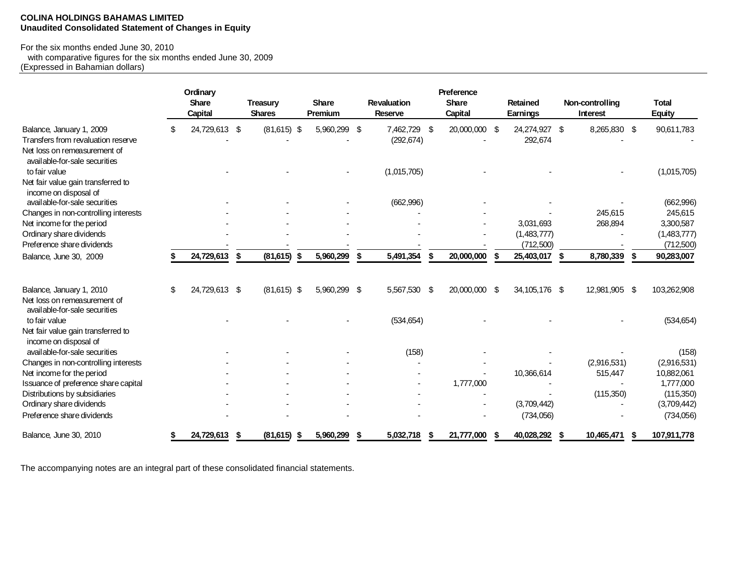**COLINA HOLDINGS BAHAMAS LIMITED**
**Unaudited Consolidated Statement of Changes in Equity**

For the six months ended June 30, 2010
with comparative figures for the six months ended June 30, 2009
(Expressed in Bahamian dollars)

| | Ordinary Share Capital | Treasury Shares | Share Premium | Revaluation Reserve | Preference Share Capital | Retained Earnings | Non-controlling Interest | Total Equity |
|---|---|---|---|---|---|---|---|---|
| Balance, January 1, 2009 | $ 24,729,613 | $ (81,615) | $ 5,960,299 | $ 7,462,729 | $ 20,000,000 | $ 24,274,927 | $ 8,265,830 | $ 90,611,783 |
| Transfers from revaluation reserve | - | - | - | (292,674) | - | 292,674 | - | - |
| Net loss on remeasurement of available-for-sale securities to fair value | - | - | - | (1,015,705) | - | - | - | (1,015,705) |
| Net fair value gain transferred to income on disposal of available-for-sale securities | - | - | - | (662,996) | - | - | - | (662,996) |
| Changes in non-controlling interests | - | - | - | - | - | - | 245,615 | 245,615 |
| Net income for the period | - | - | - | - | - | 3,031,693 | 268,894 | 3,300,587 |
| Ordinary share dividends | - | - | - | - | - | (1,483,777) | - | (1,483,777) |
| Preference share dividends | - | - | - | - | - | (712,500) | - | (712,500) |
| **Balance, June 30, 2009** | **$ 24,729,613** | **$ (81,615)** | **$ 5,960,299** | **$ 5,491,354** | **$ 20,000,000** | **$ 25,403,017** | **$ 8,780,339** | **$ 90,283,007** |
| | | | | | | | | |
| Balance, January 1, 2010 | $ 24,729,613 | $ (81,615) | $ 5,960,299 | $ 5,567,530 | $ 20,000,000 | $ 34,105,176 | $ 12,981,905 | $ 103,262,908 |
| Net loss on remeasurement of available-for-sale securities to fair value | - | - | - | (534,654) | - | - | - | (534,654) |
| Net fair value gain transferred to income on disposal of available-for-sale securities | - | - | - | (158) | - | - | - | (158) |
| Changes in non-controlling interests | - | - | - | - | - | - | (2,916,531) | (2,916,531) |
| Net income for the period | - | - | - | - | - | 10,366,614 | 515,447 | 10,882,061 |
| Issuance of preference share capital | - | - | - | - | 1,777,000 | - | - | 1,777,000 |
| Distributions by subsidiaries | - | - | - | - | - | - | (115,350) | (115,350) |
| Ordinary share dividends | - | - | - | - | - | (3,709,442) | - | (3,709,442) |
| Preference share dividends | - | - | - | - | - | (734,056) | - | (734,056) |
| **Balance, June 30, 2010** | **$ 24,729,613** | **$ (81,615)** | **$ 5,960,299** | **$ 5,032,718** | **$ 21,777,000** | **$ 40,028,292** | **$ 10,465,471** | **$ 107,911,778** |

The accompanying notes are an integral part of these consolidated financial statements.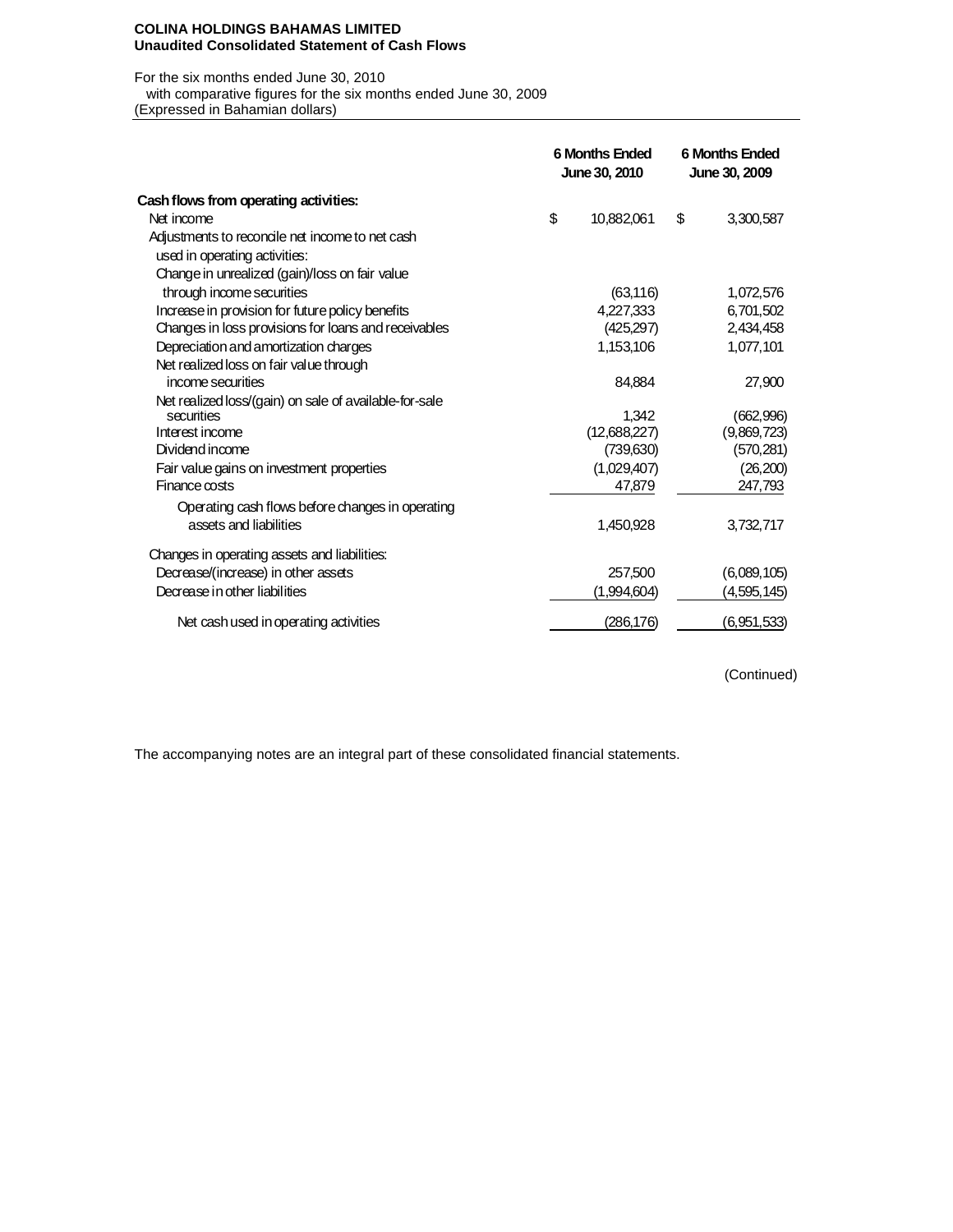**COLINA HOLDINGS BAHAMAS LIMITED**
**Unaudited Consolidated Statement of Cash Flows**

For the six months ended June 30, 2010
with comparative figures for the six months ended June 30, 2009
(Expressed in Bahamian dollars)

| | 6 Months Ended June 30, 2010 | 6 Months Ended June 30, 2009 |
|---|---|---|
| **Cash flows from operating activities:** | | |
| Net income | $ 10,882,061 | $ 3,300,587 |
| Adjustments to reconcile net income to net cash used in operating activities: | | |
| Change in unrealized (gain)/loss on fair value through income securities | (63,116) | 1,072,576 |
| Increase in provision for future policy benefits | 4,227,333 | 6,701,502 |
| Changes in loss provisions for loans and receivables | (425,297) | 2,434,458 |
| Depreciation and amortization charges | 1,153,106 | 1,077,101 |
| Net realized loss on fair value through income securities | 84,884 | 27,900 |
| Net realized loss/(gain) on sale of available-for-sale securities | 1,342 | (662,996) |
| Interest income | (12,688,227) | (9,869,723) |
| Dividend income | (739,630) | (570,281) |
| Fair value gains on investment properties | (1,029,407) | (26,200) |
| Finance costs | 47,879 | 247,793 |
| Operating cash flows before changes in operating assets and liabilities | 1,450,928 | 3,732,717 |
| Changes in operating assets and liabilities: | | |
| Decrease/(increase) in other assets | 257,500 | (6,089,105) |
| Decrease in other liabilities | (1,994,604) | (4,595,145) |
| Net cash used in operating activities | (286,176) | (6,951,533) |

(Continued)

The accompanying notes are an integral part of these consolidated financial statements.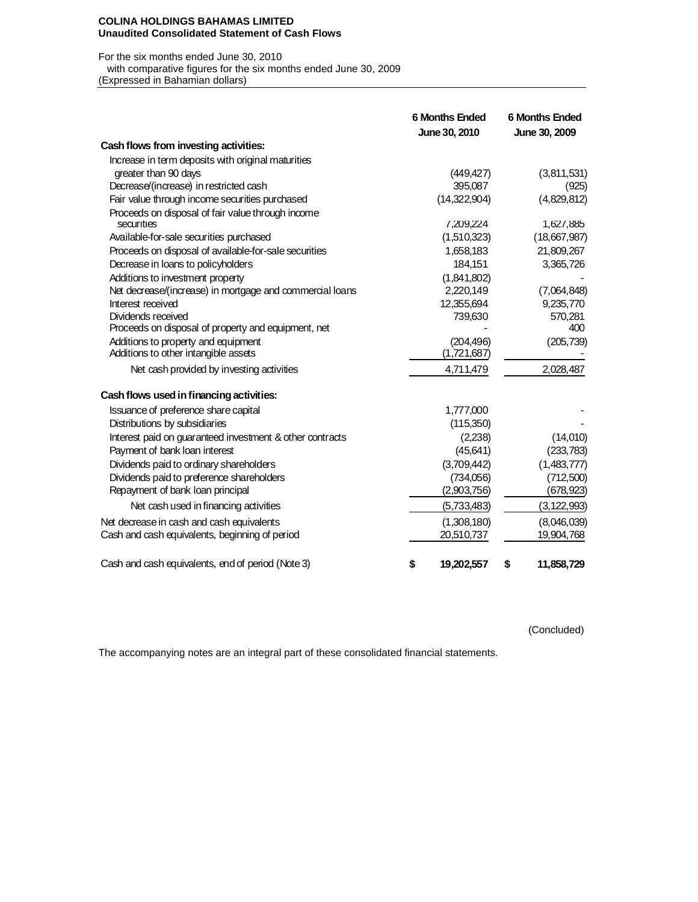**COLINA HOLDINGS BAHAMAS LIMITED**
**Unaudited Consolidated Statement of Cash Flows**

For the six months ended June 30, 2010
with comparative figures for the six months ended June 30, 2009
(Expressed in Bahamian dollars)

| | 6 Months Ended June 30, 2010 | 6 Months Ended June 30, 2009 |
|---|---|---|
| **Cash flows from investing activities:** | | |
| Increase in term deposits with original maturities greater than 90 days | (449,427) | (3,811,531) |
| Decrease/(increase) in restricted cash | 395,087 | (925) |
| Fair value through income securities purchased | (14,322,904) | (4,829,812) |
| Proceeds on disposal of fair value through income securities | 7,209,224 | 1,627,885 |
| Available-for-sale securities purchased | (1,510,323) | (18,667,987) |
| Proceeds on disposal of available-for-sale securities | 1,658,183 | 21,809,267 |
| Decrease in loans to policyholders | 184,151 | 3,365,726 |
| Additions to investment property | (1,841,802) | - |
| Net decrease/(increase) in mortgage and commercial loans | 2,220,149 | (7,064,848) |
| Interest received | 12,355,694 | 9,235,770 |
| Dividends received | 739,630 | 570,281 |
| Proceeds on disposal of property and equipment, net | - | 400 |
| Additions to property and equipment | (204,496) | (205,739) |
| Additions to other intangible assets | (1,721,687) | - |
| Net cash provided by investing activities | 4,711,479 | 2,028,487 |
| **Cash flows used in financing activities:** | | |
| Issuance of preference share capital | 1,777,000 | - |
| Distributions by subsidiaries | (115,350) | - |
| Interest paid on guaranteed investment & other contracts | (2,238) | (14,010) |
| Payment of bank loan interest | (45,641) | (233,783) |
| Dividends paid to ordinary shareholders | (3,709,442) | (1,483,777) |
| Dividends paid to preference shareholders | (734,056) | (712,500) |
| Repayment of bank loan principal | (2,903,756) | (678,923) |
| Net cash used in financing activities | (5,733,483) | (3,122,993) |
| Net decrease in cash and cash equivalents | (1,308,180) | (8,046,039) |
| Cash and cash equivalents, beginning of period | 20,510,737 | 19,904,768 |
| Cash and cash equivalents, end of period (Note 3) | **$ 19,202,557** | **$ 11,858,729** |

(Concluded)

The accompanying notes are an integral part of these consolidated financial statements.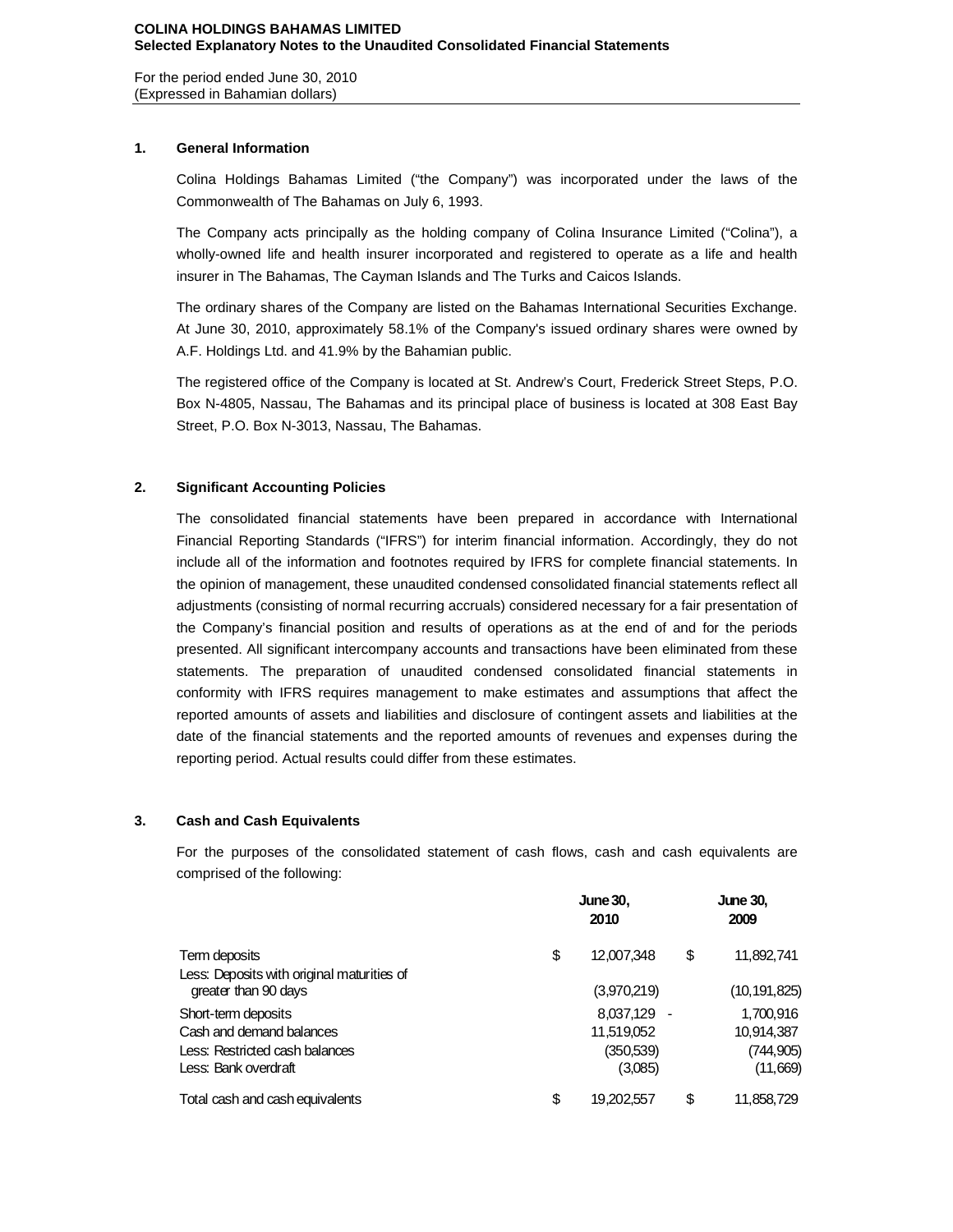**COLINA HOLDINGS BAHAMAS LIMITED**
**Selected Explanatory Notes to the Unaudited Consolidated Financial Statements**

For the period ended June 30, 2010
(Expressed in Bahamian dollars)

## 1. General Information

Colina Holdings Bahamas Limited ("the Company") was incorporated under the laws of the Commonwealth of The Bahamas on July 6, 1993.

The Company acts principally as the holding company of Colina Insurance Limited ("Colina"), a wholly-owned life and health insurer incorporated and registered to operate as a life and health insurer in The Bahamas, The Cayman Islands and The Turks and Caicos Islands.

The ordinary shares of the Company are listed on the Bahamas International Securities Exchange. At June 30, 2010, approximately 58.1% of the Company's issued ordinary shares were owned by A.F. Holdings Ltd. and 41.9% by the Bahamian public.

The registered office of the Company is located at St. Andrew's Court, Frederick Street Steps, P.O. Box N-4805, Nassau, The Bahamas and its principal place of business is located at 308 East Bay Street, P.O. Box N-3013, Nassau, The Bahamas.

## 2. Significant Accounting Policies

The consolidated financial statements have been prepared in accordance with International Financial Reporting Standards ("IFRS") for interim financial information. Accordingly, they do not include all of the information and footnotes required by IFRS for complete financial statements. In the opinion of management, these unaudited condensed consolidated financial statements reflect all adjustments (consisting of normal recurring accruals) considered necessary for a fair presentation of the Company's financial position and results of operations as at the end of and for the periods presented. All significant intercompany accounts and transactions have been eliminated from these statements. The preparation of unaudited condensed consolidated financial statements in conformity with IFRS requires management to make estimates and assumptions that affect the reported amounts of assets and liabilities and disclosure of contingent assets and liabilities at the date of the financial statements and the reported amounts of revenues and expenses during the reporting period. Actual results could differ from these estimates.

## 3. Cash and Cash Equivalents

For the purposes of the consolidated statement of cash flows, cash and cash equivalents are comprised of the following:

| | June 30, 2010 | June 30, 2009 |
|---|---|---|
| Term deposits | $ 12,007,348 | $ 11,892,741 |
| Less: Deposits with original maturities of greater than 90 days | (3,970,219) | (10,191,825) |
| Short-term deposits | 8,037,129 | 1,700,916 |
| Cash and demand balances | 11,519,052 | 10,914,387 |
| Less: Restricted cash balances | (350,539) | (744,905) |
| Less: Bank overdraft | (3,085) | (11,669) |
| Total cash and cash equivalents | $ 19,202,557 | $ 11,858,729 |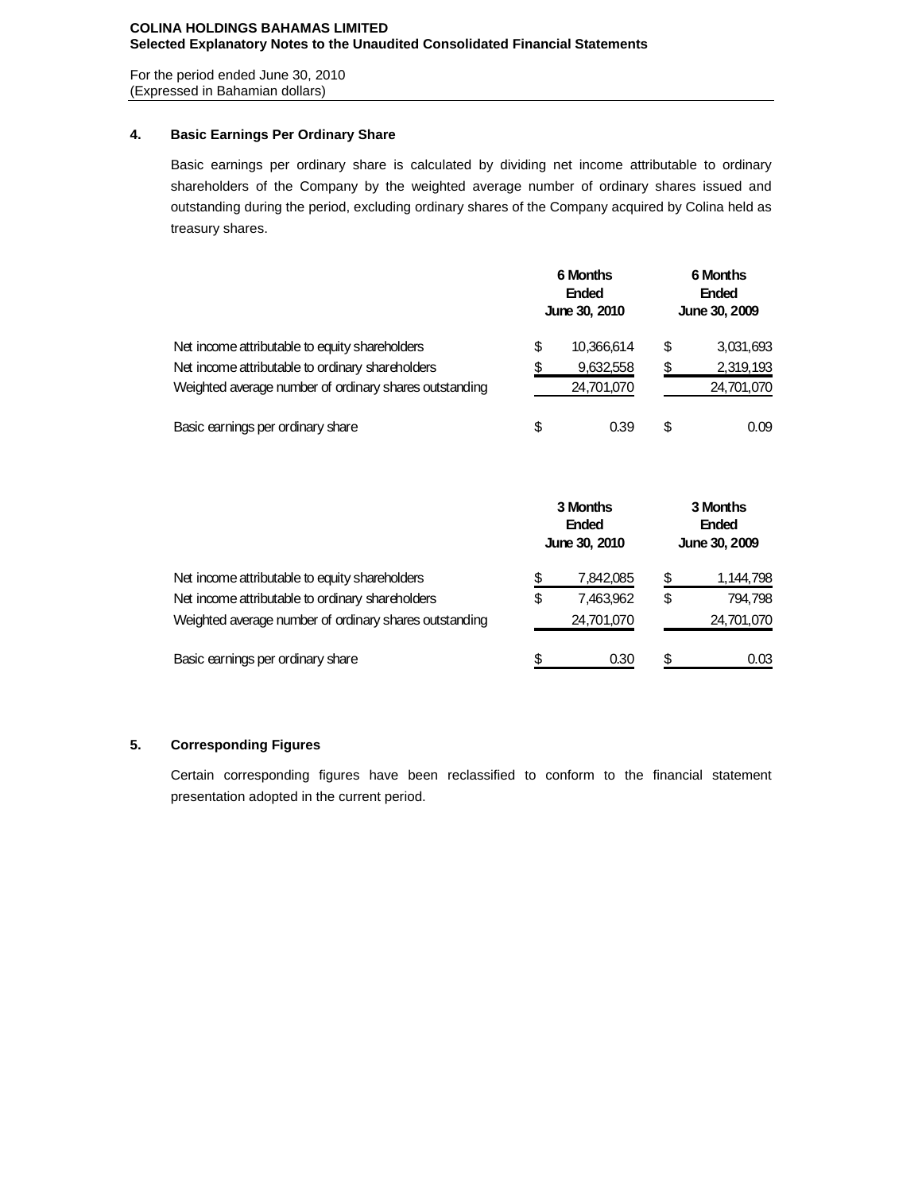**COLINA HOLDINGS BAHAMAS LIMITED**
**Selected Explanatory Notes to the Unaudited Consolidated Financial Statements**

For the period ended June 30, 2010
(Expressed in Bahamian dollars)

## 4. Basic Earnings Per Ordinary Share

Basic earnings per ordinary share is calculated by dividing net income attributable to ordinary shareholders of the Company by the weighted average number of ordinary shares issued and outstanding during the period, excluding ordinary shares of the Company acquired by Colina held as treasury shares.

| | 6 Months Ended June 30, 2010 | 6 Months Ended June 30, 2009 |
|---|---|---|
| Net income attributable to equity shareholders | $ 10,366,614 | $ 3,031,693 |
| Net income attributable to ordinary shareholders | $ 9,632,558 | $ 2,319,193 |
| Weighted average number of ordinary shares outstanding | 24,701,070 | 24,701,070 |
| Basic earnings per ordinary share | $ 0.39 | $ 0.09 |

| | 3 Months Ended June 30, 2010 | 3 Months Ended June 30, 2009 |
|---|---|---|
| Net income attributable to equity shareholders | $ 7,842,085 | $ 1,144,798 |
| Net income attributable to ordinary shareholders | $ 7,463,962 | $ 794,798 |
| Weighted average number of ordinary shares outstanding | 24,701,070 | 24,701,070 |
| Basic earnings per ordinary share | $ 0.30 | $ 0.03 |

## 5. Corresponding Figures

Certain corresponding figures have been reclassified to conform to the financial statement presentation adopted in the current period.